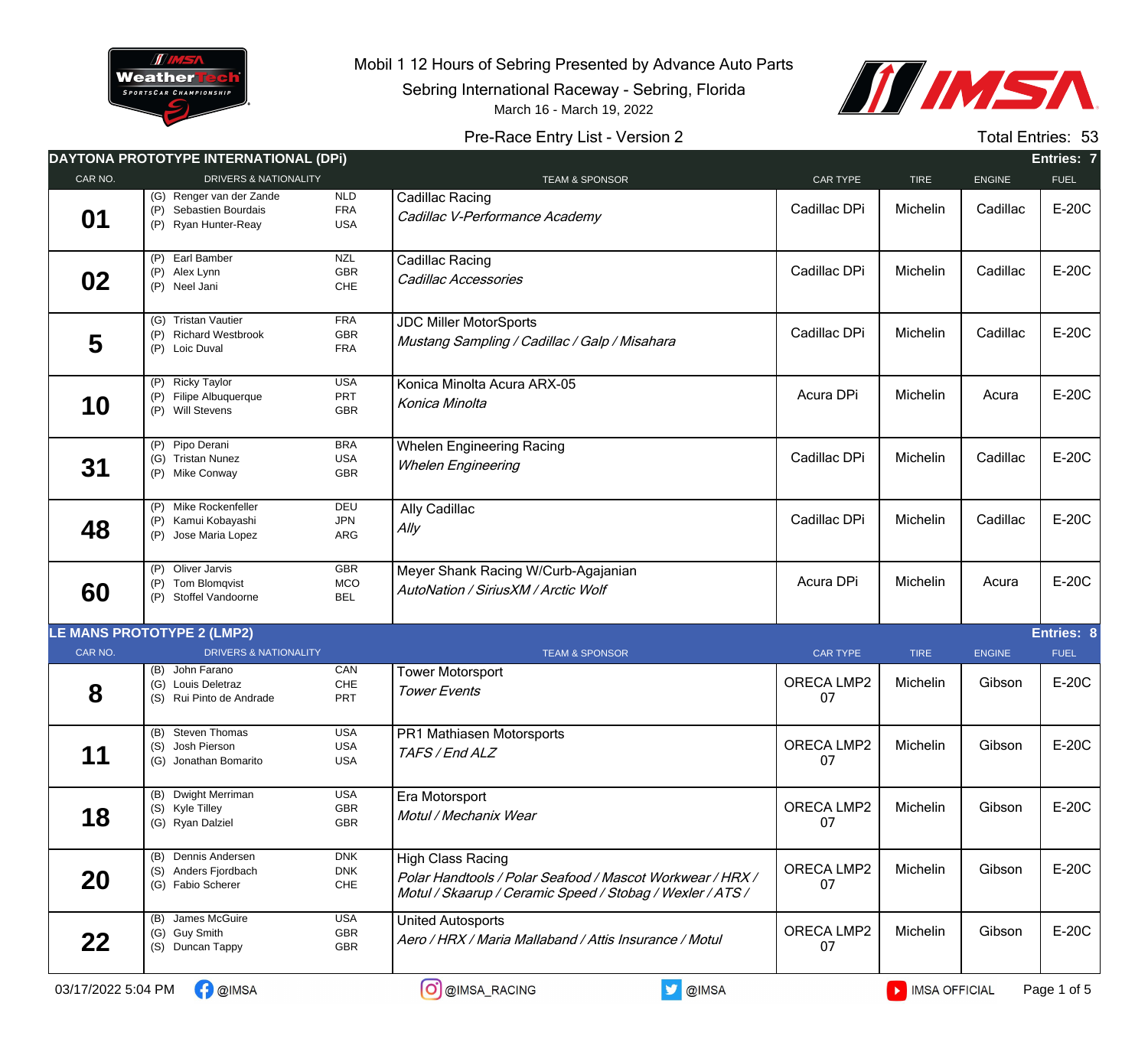Mobil 1 12 Hours of Sebring Presented by Advance Auto Parts

Sebring International Raceway - Sebring, Florida

March 16 - March 19, 2022

Pre-Race Entry List - Version 2

Total Entries: 53

## DAYTONA PROTOTYPE INTERNATIONAL (DPi) — Entries: 7

| CAR NO. | DRIVERS & NATIONALITY | TEAM & SPONSOR | CAR TYPE | TIRE | ENGINE | FUEL |
|---|---|---|---|---|---|---|
| 01 | (G) Renger van der Zande NLD<br>(P) Sebastien Bourdais FRA<br>(P) Ryan Hunter-Reay USA | Cadillac Racing<br>*Cadillac V-Performance Academy* | Cadillac DPi | Michelin | Cadillac | E-20C |
| 02 | (P) Earl Bamber NZL<br>(P) Alex Lynn GBR<br>(P) Neel Jani CHE | Cadillac Racing<br>*Cadillac Accessories* | Cadillac DPi | Michelin | Cadillac | E-20C |
| 5 | (G) Tristan Vautier FRA<br>(P) Richard Westbrook GBR<br>(P) Loic Duval FRA | JDC Miller MotorSports<br>*Mustang Sampling / Cadillac / Galp / Misahara* | Cadillac DPi | Michelin | Cadillac | E-20C |
| 10 | (P) Ricky Taylor USA<br>(P) Filipe Albuquerque PRT<br>(P) Will Stevens GBR | Konica Minolta Acura ARX-05<br>*Konica Minolta* | Acura DPi | Michelin | Acura | E-20C |
| 31 | (P) Pipo Derani BRA<br>(G) Tristan Nunez USA<br>(P) Mike Conway GBR | Whelen Engineering Racing<br>*Whelen Engineering* | Cadillac DPi | Michelin | Cadillac | E-20C |
| 48 | (P) Mike Rockenfeller DEU<br>(P) Kamui Kobayashi JPN<br>(P) Jose Maria Lopez ARG | Ally Cadillac<br>*Ally* | Cadillac DPi | Michelin | Cadillac | E-20C |
| 60 | (P) Oliver Jarvis GBR<br>(P) Tom Blomqvist MCO<br>(P) Stoffel Vandoorne BEL | Meyer Shank Racing W/Curb-Agajanian<br>*AutoNation / SiriusXM / Arctic Wolf* | Acura DPi | Michelin | Acura | E-20C |

## LE MANS PROTOTYPE 2 (LMP2) — Entries: 8

| CAR NO. | DRIVERS & NATIONALITY | TEAM & SPONSOR | CAR TYPE | TIRE | ENGINE | FUEL |
|---|---|---|---|---|---|---|
| 8 | (B) John Farano CAN<br>(G) Louis Deletraz CHE<br>(S) Rui Pinto de Andrade PRT | Tower Motorsport<br>*Tower Events* | ORECA LMP2 07 | Michelin | Gibson | E-20C |
| 11 | (B) Steven Thomas USA<br>(S) Josh Pierson USA<br>(G) Jonathan Bomarito USA | PR1 Mathiasen Motorsports<br>*TAFS / End ALZ* | ORECA LMP2 07 | Michelin | Gibson | E-20C |
| 18 | (B) Dwight Merriman USA<br>(S) Kyle Tilley GBR<br>(G) Ryan Dalziel GBR | Era Motorsport<br>*Motul / Mechanix Wear* | ORECA LMP2 07 | Michelin | Gibson | E-20C |
| 20 | (B) Dennis Andersen DNK<br>(S) Anders Fjordbach DNK<br>(G) Fabio Scherer CHE | High Class Racing<br>*Polar Handtools / Polar Seafood / Mascot Workwear / HRX / Motul / Skaarup / Ceramic Speed / Stobag / Wexler / ATS /* | ORECA LMP2 07 | Michelin | Gibson | E-20C |
| 22 | (B) James McGuire USA<br>(G) Guy Smith GBR<br>(S) Duncan Tappy GBR | United Autosports<br>*Aero / HRX / Maria Mallaband / Attis Insurance / Motul* | ORECA LMP2 07 | Michelin | Gibson | E-20C |

03/17/2022 5:04 PM @IMSA @IMSA_RACING @IMSA IMSA OFFICIAL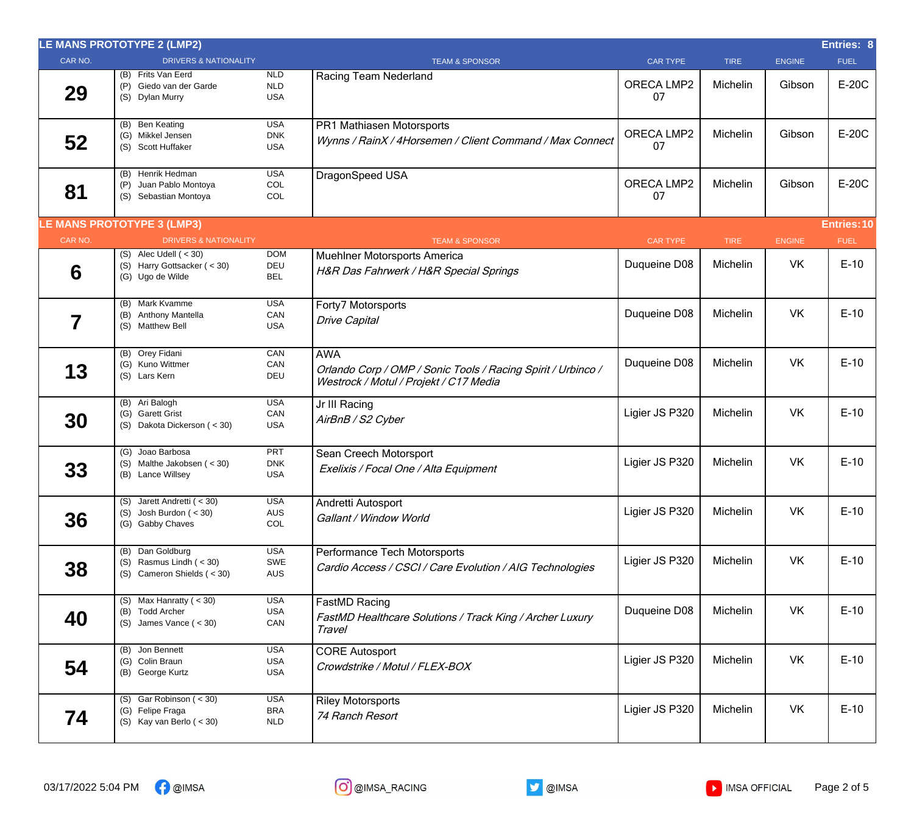## LE MANS PROTOTYPE 2 (LMP2) — Entries: 8

| CAR NO. | DRIVERS & NATIONALITY | TEAM & SPONSOR | CAR TYPE | TIRE | ENGINE | FUEL |
|---|---|---|---|---|---|---|
| 29 | (B) Frits Van Eerd NLD<br>(P) Giedo van der Garde NLD<br>(S) Dylan Murry USA | Racing Team Nederland | ORECA LMP2 07 | Michelin | Gibson | E-20C |
| 52 | (B) Ben Keating USA<br>(G) Mikkel Jensen DNK<br>(S) Scott Huffaker USA | PR1 Mathiasen Motorsports<br>*Wynns / RainX / 4Horsemen / Client Command / Max Connect* | ORECA LMP2 07 | Michelin | Gibson | E-20C |
| 81 | (B) Henrik Hedman USA<br>(P) Juan Pablo Montoya COL<br>(S) Sebastian Montoya COL | DragonSpeed USA | ORECA LMP2 07 | Michelin | Gibson | E-20C |

## LE MANS PROTOTYPE 3 (LMP3) — Entries: 10

| CAR NO. | DRIVERS & NATIONALITY | TEAM & SPONSOR | CAR TYPE | TIRE | ENGINE | FUEL |
|---|---|---|---|---|---|---|
| 6 | (S) Alec Udell ( < 30) DOM<br>(S) Harry Gottsacker ( < 30) DEU<br>(G) Ugo de Wilde BEL | Muehlner Motorsports America<br>*H&R Das Fahrwerk / H&R Special Springs* | Duqueine D08 | Michelin | VK | E-10 |
| 7 | (B) Mark Kvamme USA<br>(B) Anthony Mantella CAN<br>(S) Matthew Bell USA | Forty7 Motorsports<br>*Drive Capital* | Duqueine D08 | Michelin | VK | E-10 |
| 13 | (B) Orey Fidani CAN<br>(G) Kuno Wittmer CAN<br>(S) Lars Kern DEU | AWA<br>*Orlando Corp / OMP / Sonic Tools / Racing Spirit / Urbinco / Westrock / Motul / Projekt / C17 Media* | Duqueine D08 | Michelin | VK | E-10 |
| 30 | (B) Ari Balogh USA<br>(G) Garett Grist CAN<br>(S) Dakota Dickerson ( < 30) USA | Jr III Racing<br>*AirBnB / S2 Cyber* | Ligier JS P320 | Michelin | VK | E-10 |
| 33 | (G) Joao Barbosa PRT<br>(S) Malthe Jakobsen ( < 30) DNK<br>(B) Lance Willsey USA | Sean Creech Motorsport<br>*Exelixis / Focal One / Alta Equipment* | Ligier JS P320 | Michelin | VK | E-10 |
| 36 | (S) Jarett Andretti ( < 30) USA<br>(S) Josh Burdon ( < 30) AUS<br>(G) Gabby Chaves COL | Andretti Autosport<br>*Gallant / Window World* | Ligier JS P320 | Michelin | VK | E-10 |
| 38 | (B) Dan Goldburg USA<br>(S) Rasmus Lindh ( < 30) SWE<br>(S) Cameron Shields ( < 30) AUS | Performance Tech Motorsports<br>*Cardio Access / CSCI / Care Evolution / AIG Technologies* | Ligier JS P320 | Michelin | VK | E-10 |
| 40 | (S) Max Hanratty ( < 30) USA<br>(B) Todd Archer USA<br>(S) James Vance ( < 30) CAN | FastMD Racing<br>*FastMD Healthcare Solutions / Track King / Archer Luxury Travel* | Duqueine D08 | Michelin | VK | E-10 |
| 54 | (B) Jon Bennett USA<br>(G) Colin Braun USA<br>(B) George Kurtz USA | CORE Autosport<br>*Crowdstrike / Motul / FLEX-BOX* | Ligier JS P320 | Michelin | VK | E-10 |
| 74 | (S) Gar Robinson ( < 30) USA<br>(G) Felipe Fraga BRA<br>(S) Kay van Berlo ( < 30) NLD | Riley Motorsports<br>*74 Ranch Resort* | Ligier JS P320 | Michelin | VK | E-10 |

03/17/2022 5:04 PM · @IMSA · @IMSA_RACING · @IMSA · IMSA OFFICIAL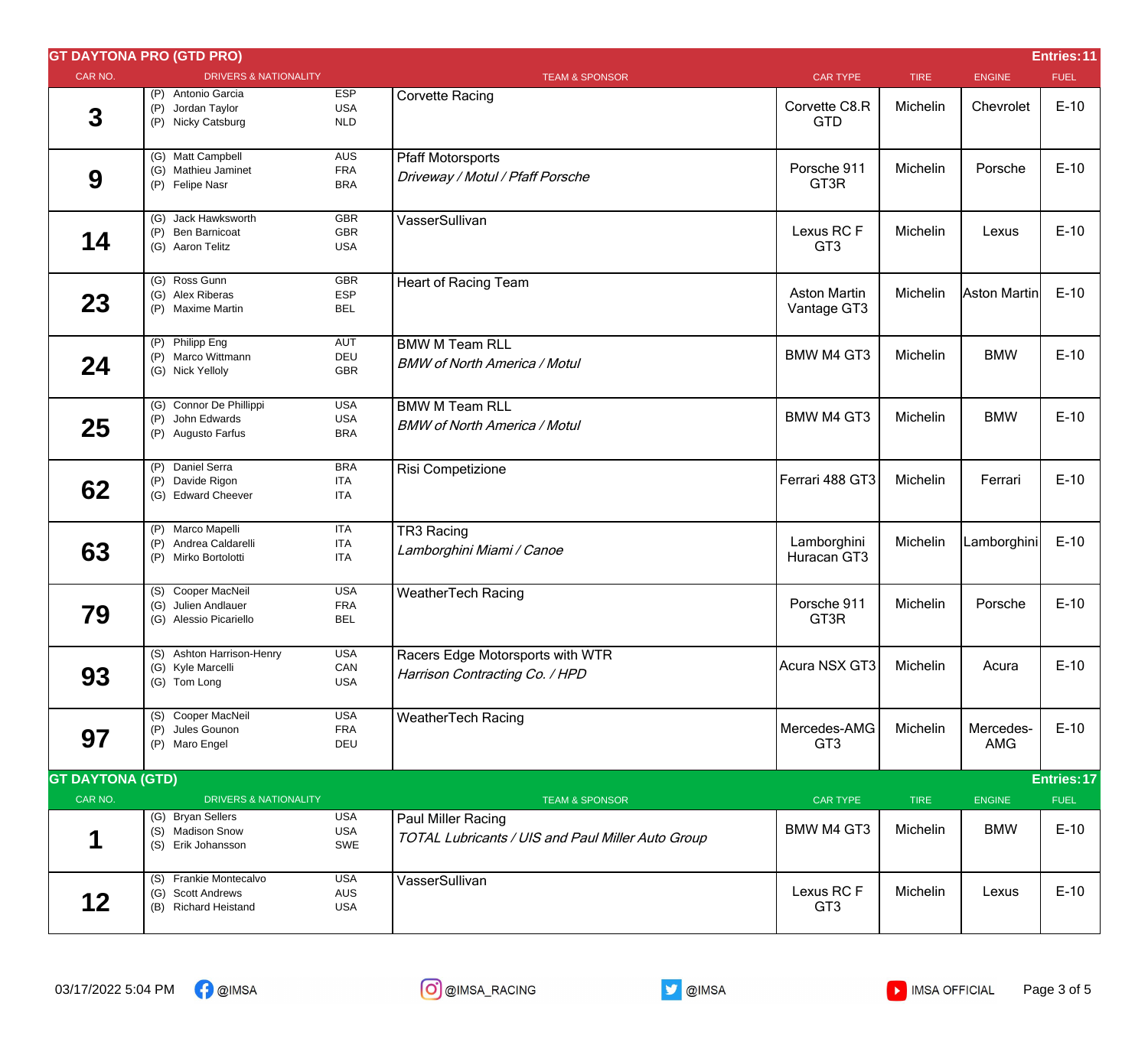## GT DAYTONA PRO (GTD PRO)

**Entries: 11**

| CAR NO. | DRIVERS & NATIONALITY | | TEAM & SPONSOR | CAR TYPE | TIRE | ENGINE | FUEL |
|---|---|---|---|---|---|---|---|
| 3 | (P) Antonio Garcia<br>(P) Jordan Taylor<br>(P) Nicky Catsburg | ESP<br>USA<br>NLD | Corvette Racing | Corvette C8.R GTD | Michelin | Chevrolet | E-10 |
| 9 | (G) Matt Campbell<br>(G) Mathieu Jaminet<br>(P) Felipe Nasr | AUS<br>FRA<br>BRA | Pfaff Motorsports<br>*Driveway / Motul / Pfaff Porsche* | Porsche 911 GT3R | Michelin | Porsche | E-10 |
| 14 | (G) Jack Hawksworth<br>(P) Ben Barnicoat<br>(G) Aaron Telitz | GBR<br>GBR<br>USA | VasserSullivan | Lexus RC F GT3 | Michelin | Lexus | E-10 |
| 23 | (G) Ross Gunn<br>(G) Alex Riberas<br>(P) Maxime Martin | GBR<br>ESP<br>BEL | Heart of Racing Team | Aston Martin Vantage GT3 | Michelin | Aston Martin | E-10 |
| 24 | (P) Philipp Eng<br>(P) Marco Wittmann<br>(G) Nick Yelloly | AUT<br>DEU<br>GBR | BMW M Team RLL<br>*BMW of North America / Motul* | BMW M4 GT3 | Michelin | BMW | E-10 |
| 25 | (G) Connor De Phillippi<br>(P) John Edwards<br>(P) Augusto Farfus | USA<br>USA<br>BRA | BMW M Team RLL<br>*BMW of North America / Motul* | BMW M4 GT3 | Michelin | BMW | E-10 |
| 62 | (P) Daniel Serra<br>(P) Davide Rigon<br>(G) Edward Cheever | BRA<br>ITA<br>ITA | Risi Competizione | Ferrari 488 GT3 | Michelin | Ferrari | E-10 |
| 63 | (P) Marco Mapelli<br>(P) Andrea Caldarelli<br>(P) Mirko Bortolotti | ITA<br>ITA<br>ITA | TR3 Racing<br>*Lamborghini Miami / Canoe* | Lamborghini Huracan GT3 | Michelin | Lamborghini | E-10 |
| 79 | (S) Cooper MacNeil<br>(G) Julien Andlauer<br>(G) Alessio Picariello | USA<br>FRA<br>BEL | WeatherTech Racing | Porsche 911 GT3R | Michelin | Porsche | E-10 |
| 93 | (S) Ashton Harrison-Henry<br>(G) Kyle Marcelli<br>(G) Tom Long | USA<br>CAN<br>USA | Racers Edge Motorsports with WTR<br>*Harrison Contracting Co. / HPD* | Acura NSX GT3 | Michelin | Acura | E-10 |
| 97 | (S) Cooper MacNeil<br>(P) Jules Gounon<br>(P) Maro Engel | USA<br>FRA<br>DEU | WeatherTech Racing | Mercedes-AMG GT3 | Michelin | Mercedes-AMG | E-10 |

## GT DAYTONA (GTD)

**Entries: 17**

| CAR NO. | DRIVERS & NATIONALITY | | TEAM & SPONSOR | CAR TYPE | TIRE | ENGINE | FUEL |
|---|---|---|---|---|---|---|---|
| 1 | (G) Bryan Sellers<br>(S) Madison Snow<br>(S) Erik Johansson | USA<br>USA<br>SWE | Paul Miller Racing<br>*TOTAL Lubricants / UIS and Paul Miller Auto Group* | BMW M4 GT3 | Michelin | BMW | E-10 |
| 12 | (S) Frankie Montecalvo<br>(G) Scott Andrews<br>(B) Richard Heistand | USA<br>AUS<br>USA | VasserSullivan | Lexus RC F GT3 | Michelin | Lexus | E-10 |

03/17/2022 5:04 PM @IMSA @IMSA_RACING @IMSA IMSA OFFICIAL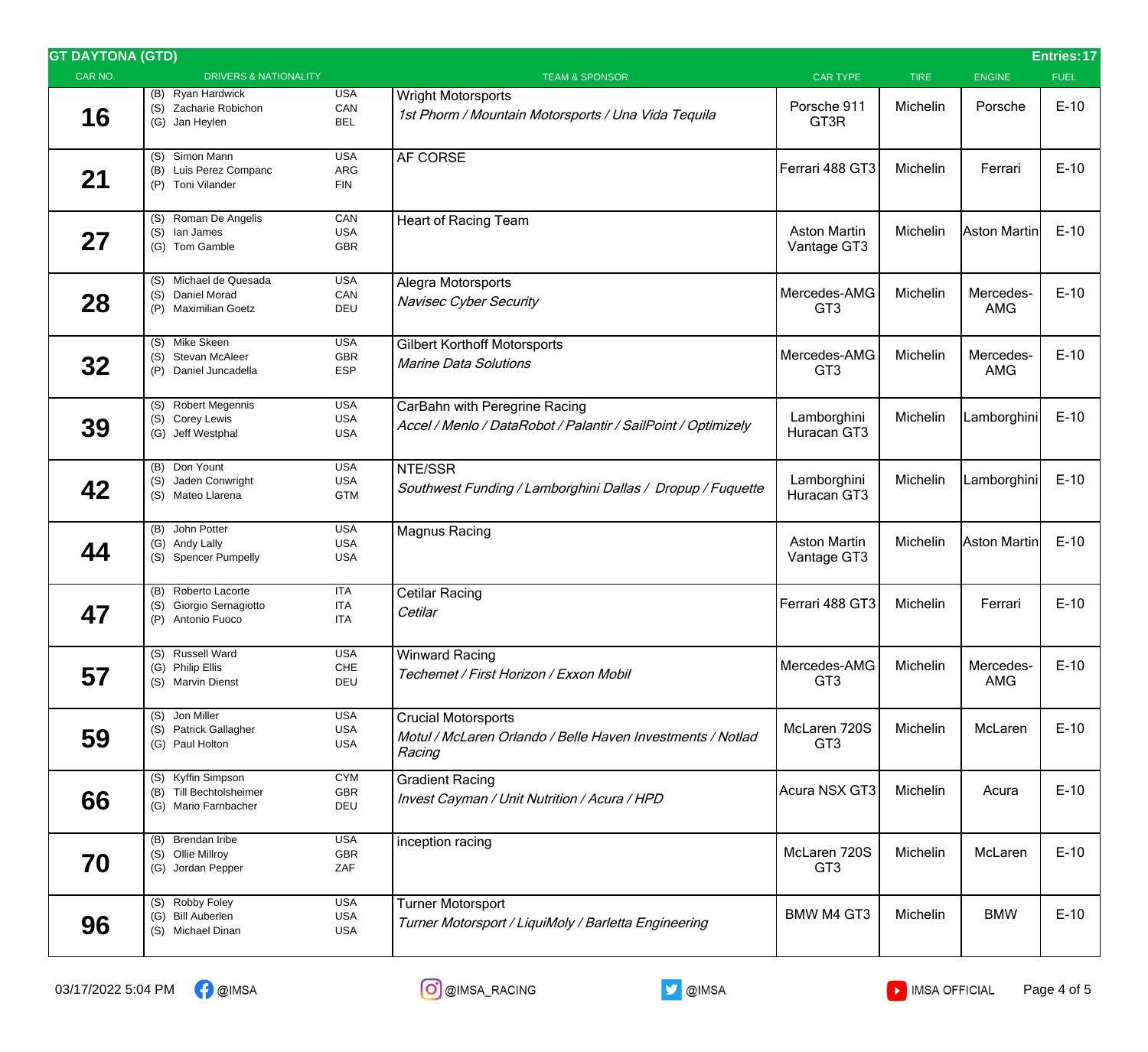## GT DAYTONA (GTD)

Entries: 17

| CAR NO. | DRIVERS & NATIONALITY | TEAM & SPONSOR | CAR TYPE | TIRE | ENGINE | FUEL |
|---|---|---|---|---|---|---|
| 16 | (B) Ryan Hardwick USA<br>(S) Zacharie Robichon CAN<br>(G) Jan Heylen BEL | Wright Motorsports<br>*1st Phorm / Mountain Motorsports / Una Vida Tequila* | Porsche 911 GT3R | Michelin | Porsche | E-10 |
| 21 | (S) Simon Mann USA<br>(B) Luis Perez Companc ARG<br>(P) Toni Vilander FIN | AF CORSE | Ferrari 488 GT3 | Michelin | Ferrari | E-10 |
| 27 | (S) Roman De Angelis CAN<br>(S) Ian James USA<br>(G) Tom Gamble GBR | Heart of Racing Team | Aston Martin Vantage GT3 | Michelin | Aston Martin | E-10 |
| 28 | (S) Michael de Quesada USA<br>(S) Daniel Morad CAN<br>(P) Maximilian Goetz DEU | Alegra Motorsports<br>*Navisec Cyber Security* | Mercedes-AMG GT3 | Michelin | Mercedes-AMG | E-10 |
| 32 | (S) Mike Skeen USA<br>(S) Stevan McAleer GBR<br>(P) Daniel Juncadella ESP | Gilbert Korthoff Motorsports<br>*Marine Data Solutions* | Mercedes-AMG GT3 | Michelin | Mercedes-AMG | E-10 |
| 39 | (S) Robert Megennis USA<br>(S) Corey Lewis USA<br>(G) Jeff Westphal USA | CarBahn with Peregrine Racing<br>*Accel / Menlo / DataRobot / Palantir / SailPoint / Optimizely* | Lamborghini Huracan GT3 | Michelin | Lamborghini | E-10 |
| 42 | (B) Don Yount USA<br>(S) Jaden Conwright USA<br>(S) Mateo Llarena GTM | NTE/SSR<br>*Southwest Funding / Lamborghini Dallas / Dropup / Fuquette* | Lamborghini Huracan GT3 | Michelin | Lamborghini | E-10 |
| 44 | (B) John Potter USA<br>(G) Andy Lally USA<br>(S) Spencer Pumpelly USA | Magnus Racing | Aston Martin Vantage GT3 | Michelin | Aston Martin | E-10 |
| 47 | (B) Roberto Lacorte ITA<br>(S) Giorgio Sernagiotto ITA<br>(P) Antonio Fuoco ITA | Cetilar Racing<br>*Cetilar* | Ferrari 488 GT3 | Michelin | Ferrari | E-10 |
| 57 | (S) Russell Ward USA<br>(G) Philip Ellis CHE<br>(S) Marvin Dienst DEU | Winward Racing<br>*Techemet / First Horizon / Exxon Mobil* | Mercedes-AMG GT3 | Michelin | Mercedes-AMG | E-10 |
| 59 | (S) Jon Miller USA<br>(S) Patrick Gallagher USA<br>(G) Paul Holton USA | Crucial Motorsports<br>*Motul / McLaren Orlando / Belle Haven Investments / Notlad Racing* | McLaren 720S GT3 | Michelin | McLaren | E-10 |
| 66 | (S) Kyffin Simpson CYM<br>(B) Till Bechtolsheimer GBR<br>(G) Mario Farnbacher DEU | Gradient Racing<br>*Invest Cayman / Unit Nutrition / Acura / HPD* | Acura NSX GT3 | Michelin | Acura | E-10 |
| 70 | (B) Brendan Iribe USA<br>(S) Ollie Millroy GBR<br>(G) Jordan Pepper ZAF | inception racing | McLaren 720S GT3 | Michelin | McLaren | E-10 |
| 96 | (S) Robby Foley USA<br>(G) Bill Auberlen USA<br>(S) Michael Dinan USA | Turner Motorsport<br>*Turner Motorsport / LiquiMoly / Barletta Engineering* | BMW M4 GT3 | Michelin | BMW | E-10 |

03/17/2022 5:04 PM @IMSA @IMSA_RACING @IMSA IMSA OFFICIAL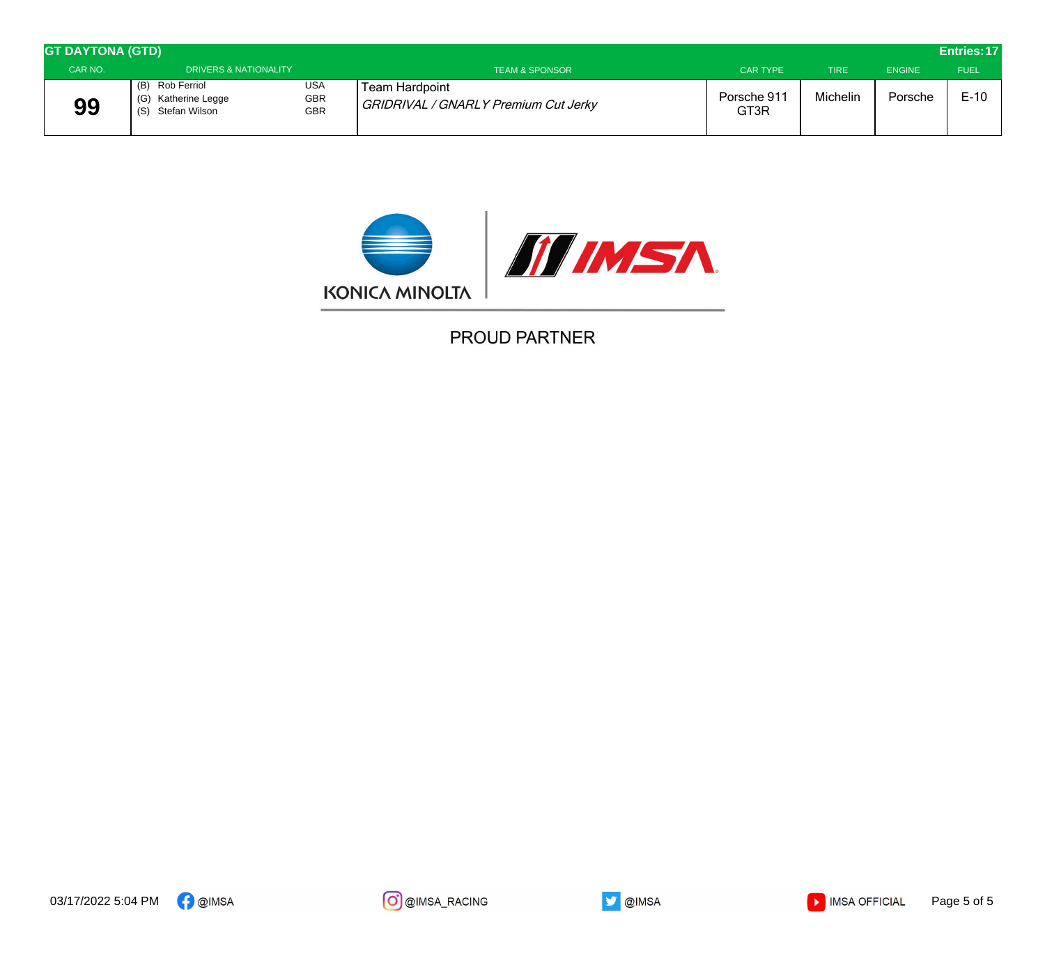## GT DAYTONA (GTD)

Entries: 17

| CAR NO. | DRIVERS & NATIONALITY | | TEAM & SPONSOR | CAR TYPE | TIRE | ENGINE | FUEL |
|---|---|---|---|---|---|---|---|
| 99 | (B) Rob Ferriol<br>(G) Katherine Legge<br>(S) Stefan Wilson | USA<br>GBR<br>GBR | Team Hardpoint<br>*GRIDRIVAL / GNARLY Premium Cut Jerky* | Porsche 911 GT3R | Michelin | Porsche | E-10 |

KONICA MINOLTA | IMSA

PROUD PARTNER

03/17/2022 5:04 PM   @IMSA   @IMSA_RACING   @IMSA   IMSA OFFICIAL